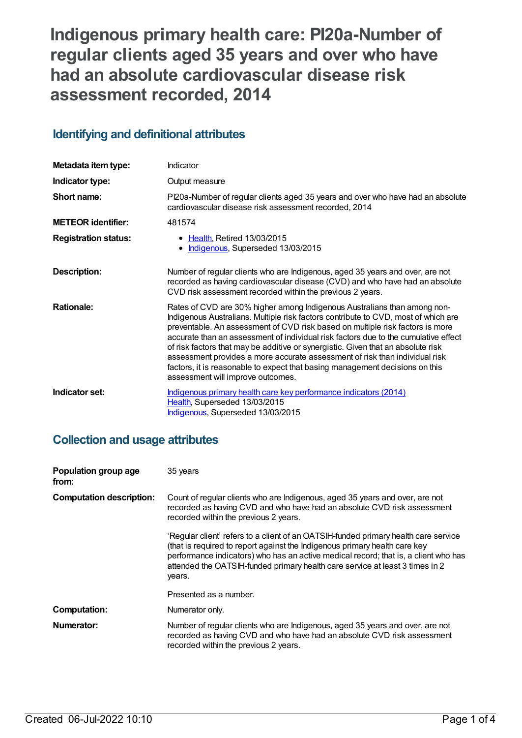# Indigenous primary health care: PI20a-Number of regular clients aged 35 years and over who have had an absolute cardiovascular disease risk assessment recorded, 2014

## Identifying and definitional attributes

| | |
|---|---|
| **Metadata item type:** | Indicator |
| **Indicator type:** | Output measure |
| **Short name:** | PI20a-Number of regular clients aged 35 years and over who have had an absolute cardiovascular disease risk assessment recorded, 2014 |
| **METEOR identifier:** | 481574 |
| **Registration status:** | • Health, Retired 13/03/2015<br>• Indigenous, Superseded 13/03/2015 |
| **Description:** | Number of regular clients who are Indigenous, aged 35 years and over, are not recorded as having cardiovascular disease (CVD) and who have had an absolute CVD risk assessment recorded within the previous 2 years. |
| **Rationale:** | Rates of CVD are 30% higher among Indigenous Australians than among non-Indigenous Australians. Multiple risk factors contribute to CVD, most of which are preventable. An assessment of CVD risk based on multiple risk factors is more accurate than an assessment of individual risk factors due to the cumulative effect of risk factors that may be additive or synergistic. Given that an absolute risk assessment provides a more accurate assessment of risk than individual risk factors, it is reasonable to expect that basing management decisions on this assessment will improve outcomes. |
| **Indicator set:** | Indigenous primary health care key performance indicators (2014)<br>Health, Superseded 13/03/2015<br>Indigenous, Superseded 13/03/2015 |

## Collection and usage attributes

| | |
|---|---|
| **Population group age from:** | 35 years |
| **Computation description:** | Count of regular clients who are Indigenous, aged 35 years and over, are not recorded as having CVD and who have had an absolute CVD risk assessment recorded within the previous 2 years.<br><br>'Regular client' refers to a client of an OATSIH-funded primary health care service (that is required to report against the Indigenous primary health care key performance indicators) who has an active medical record; that is, a client who has attended the OATSIH-funded primary health care service at least 3 times in 2 years.<br><br>Presented as a number. |
| **Computation:** | Numerator only. |
| **Numerator:** | Number of regular clients who are Indigenous, aged 35 years and over, are not recorded as having CVD and who have had an absolute CVD risk assessment recorded within the previous 2 years. |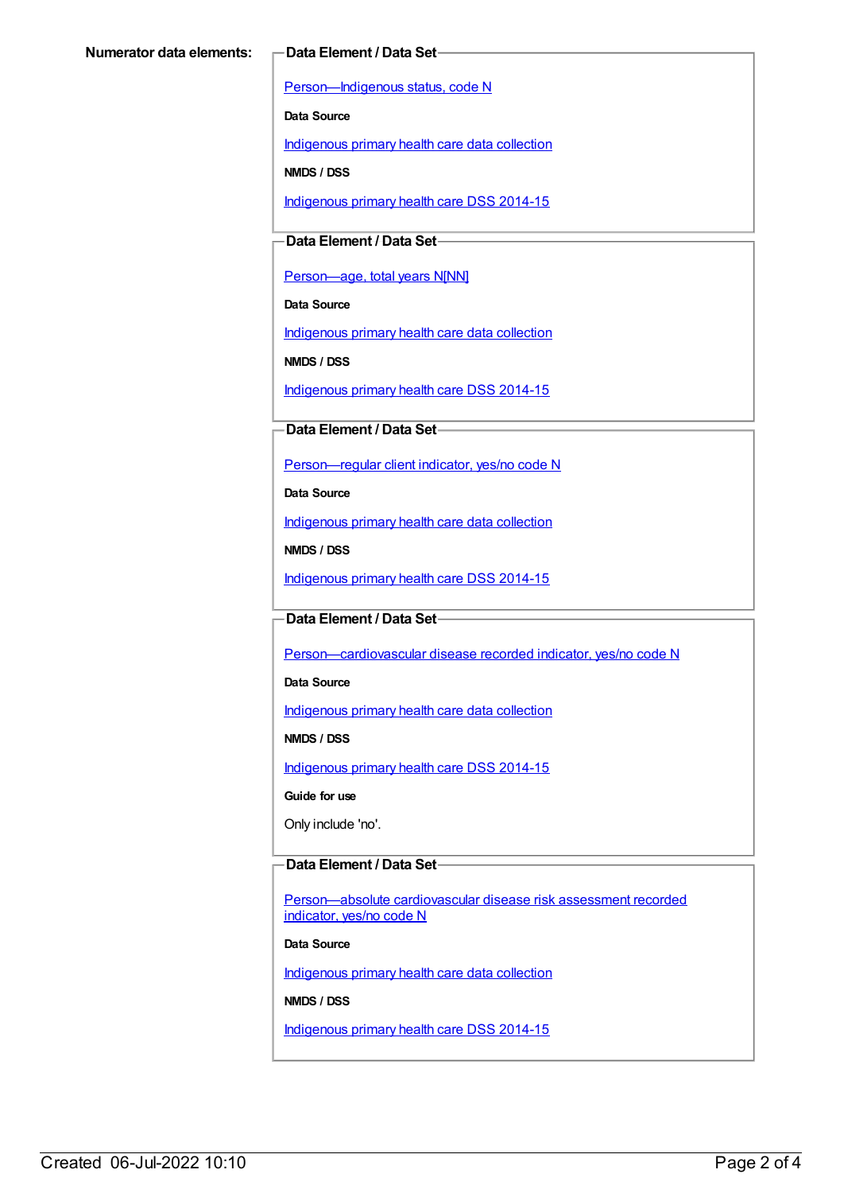**Numerator data elements:**

**Data Element / Data Set**

Person—Indigenous status, code N

**Data Source**

Indigenous primary health care data collection

**NMDS / DSS**

Indigenous primary health care DSS 2014-15

**Data Element / Data Set**

Person—age, total years N[NN]

**Data Source**

Indigenous primary health care data collection

**NMDS / DSS**

Indigenous primary health care DSS 2014-15

**Data Element / Data Set**

Person—regular client indicator, yes/no code N

**Data Source**

Indigenous primary health care data collection

**NMDS / DSS**

Indigenous primary health care DSS 2014-15

**Data Element / Data Set**

Person—cardiovascular disease recorded indicator, yes/no code N

**Data Source**

Indigenous primary health care data collection

**NMDS / DSS**

Indigenous primary health care DSS 2014-15

**Guide for use**

Only include 'no'.

**Data Element / Data Set**

Person—absolute cardiovascular disease risk assessment recorded indicator, yes/no code N

**Data Source**

Indigenous primary health care data collection

**NMDS / DSS**

Indigenous primary health care DSS 2014-15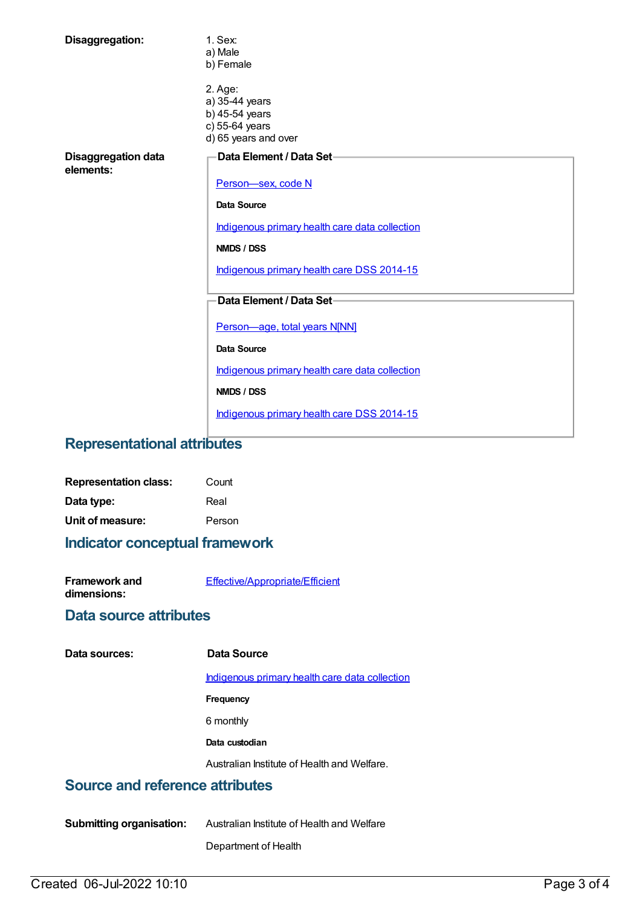**Disaggregation:**

1. Sex:
a) Male
b) Female

2. Age:
a) 35-44 years
b) 45-54 years
c) 55-64 years
d) 65 years and over

**Disaggregation data elements:**

**Data Element / Data Set**

Person—sex, code N

**Data Source**

Indigenous primary health care data collection

**NMDS / DSS**

Indigenous primary health care DSS 2014-15

**Data Element / Data Set**

Person—age, total years N[NN]

**Data Source**

Indigenous primary health care data collection

**NMDS / DSS**

Indigenous primary health care DSS 2014-15

## Representational attributes

**Representation class:** Count

**Data type:** Real

**Unit of measure:** Person

## Indicator conceptual framework

**Framework and dimensions:** Effective/Appropriate/Efficient

## Data source attributes

**Data sources:**

**Data Source**

Indigenous primary health care data collection

**Frequency**

6 monthly

**Data custodian**

Australian Institute of Health and Welfare.

## Source and reference attributes

**Submitting organisation:** Australian Institute of Health and Welfare

Department of Health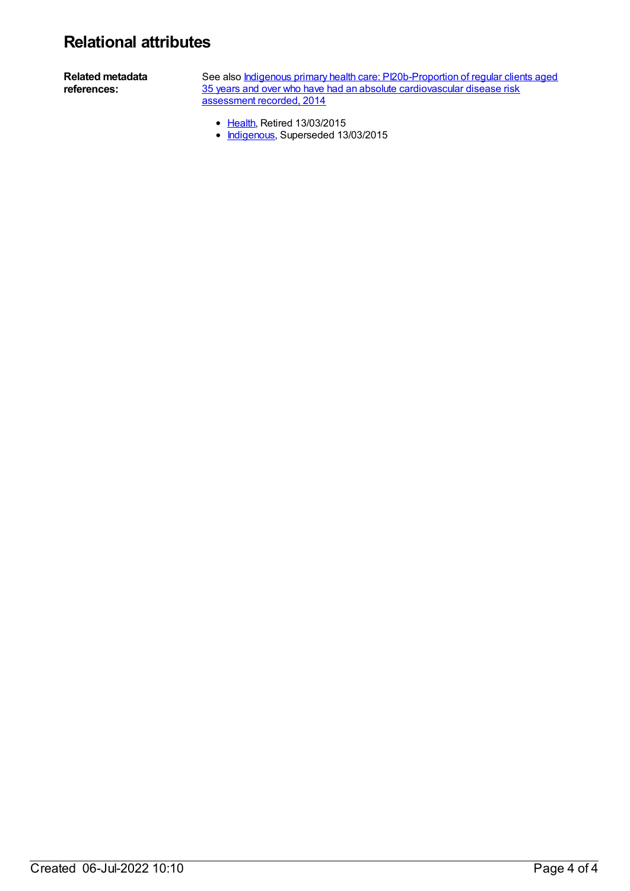## Relational attributes

**Related metadata references:**

See also Indigenous primary health care: PI20b-Proportion of regular clients aged 35 years and over who have had an absolute cardiovascular disease risk assessment recorded, 2014

- Health, Retired 13/03/2015
- Indigenous, Superseded 13/03/2015